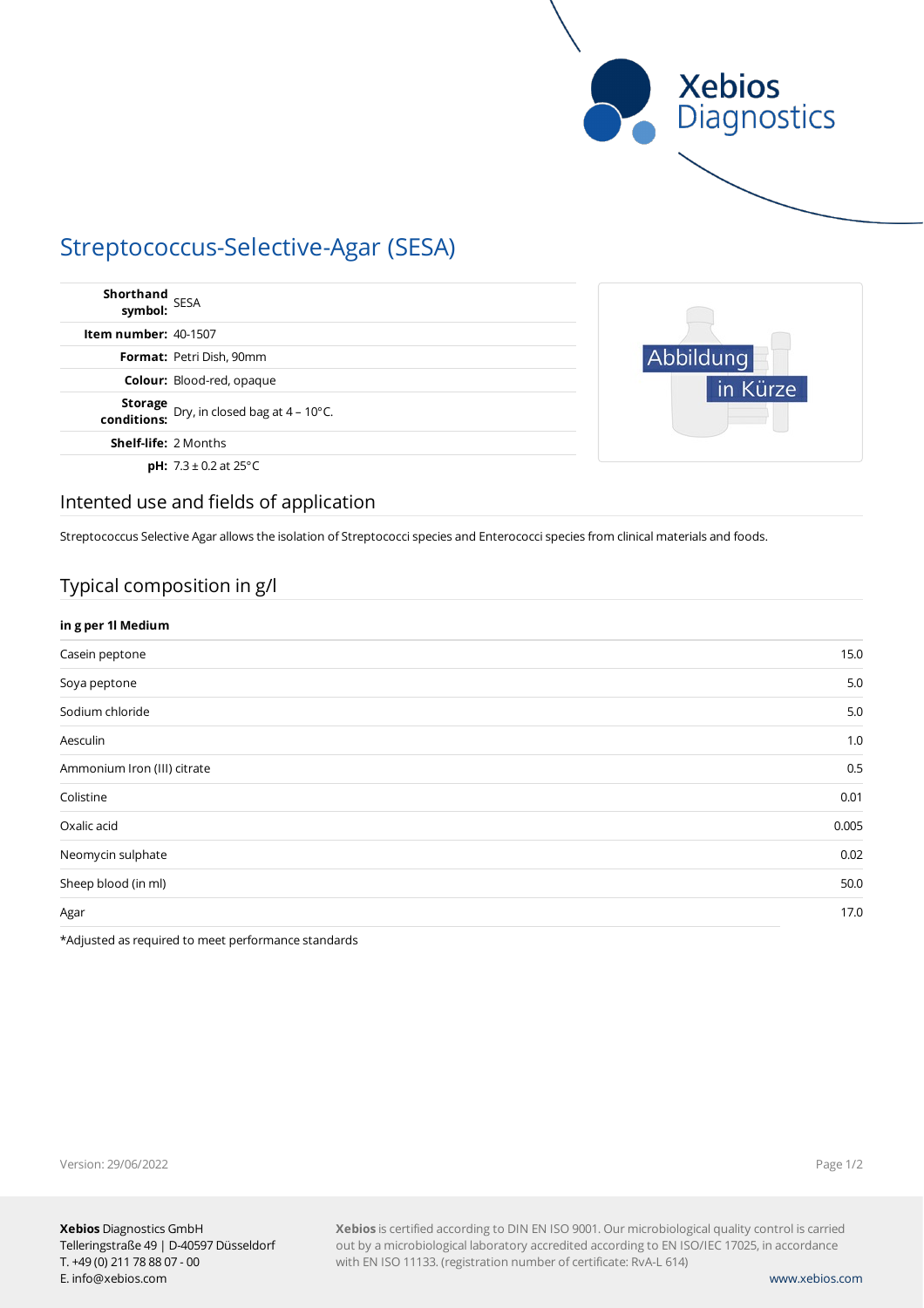# Streptococcus-Selective-Agar (SESA)

| | |
|---|---|
| **Shorthand symbol:** | SESA |
| **Item number:** | 40-1507 |
| **Format:** | Petri Dish, 90mm |
| **Colour:** | Blood-red, opaque |
| **Storage conditions:** | Dry, in closed bag at 4 – 10°C. |
| **Shelf-life:** | 2 Months |
| **pH:** | 7.3 ± 0.2 at 25°C |

Abbildung in Kürze

## Intented use and fields of application

Streptococcus Selective Agar allows the isolation of Streptococci species and Enterococci species from clinical materials and foods.

## Typical composition in g/l

| **in g per 1l Medium** | |
|---|---|
| Casein peptone | 15.0 |
| Soya peptone | 5.0 |
| Sodium chloride | 5.0 |
| Aesculin | 1.0 |
| Ammonium Iron (III) citrate | 0.5 |
| Colistine | 0.01 |
| Oxalic acid | 0.005 |
| Neomycin sulphate | 0.02 |
| Sheep blood (in ml) | 50.0 |
| Agar | 17.0 |

*Adjusted as required to meet performance standards

Version: 29/06/2022

**Xebios** Diagnostics GmbH
Telleringstraße 49 | D-40597 Düsseldorf
T. +49 (0) 211 78 88 07 - 00
E. info@xebios.com

**Xebios** is certified according to DIN EN ISO 9001. Our microbiological quality control is carried out by a microbiological laboratory accredited according to EN ISO/IEC 17025, in accordance with EN ISO 11133. (registration number of certificate: RvA-L 614)

www.xebios.com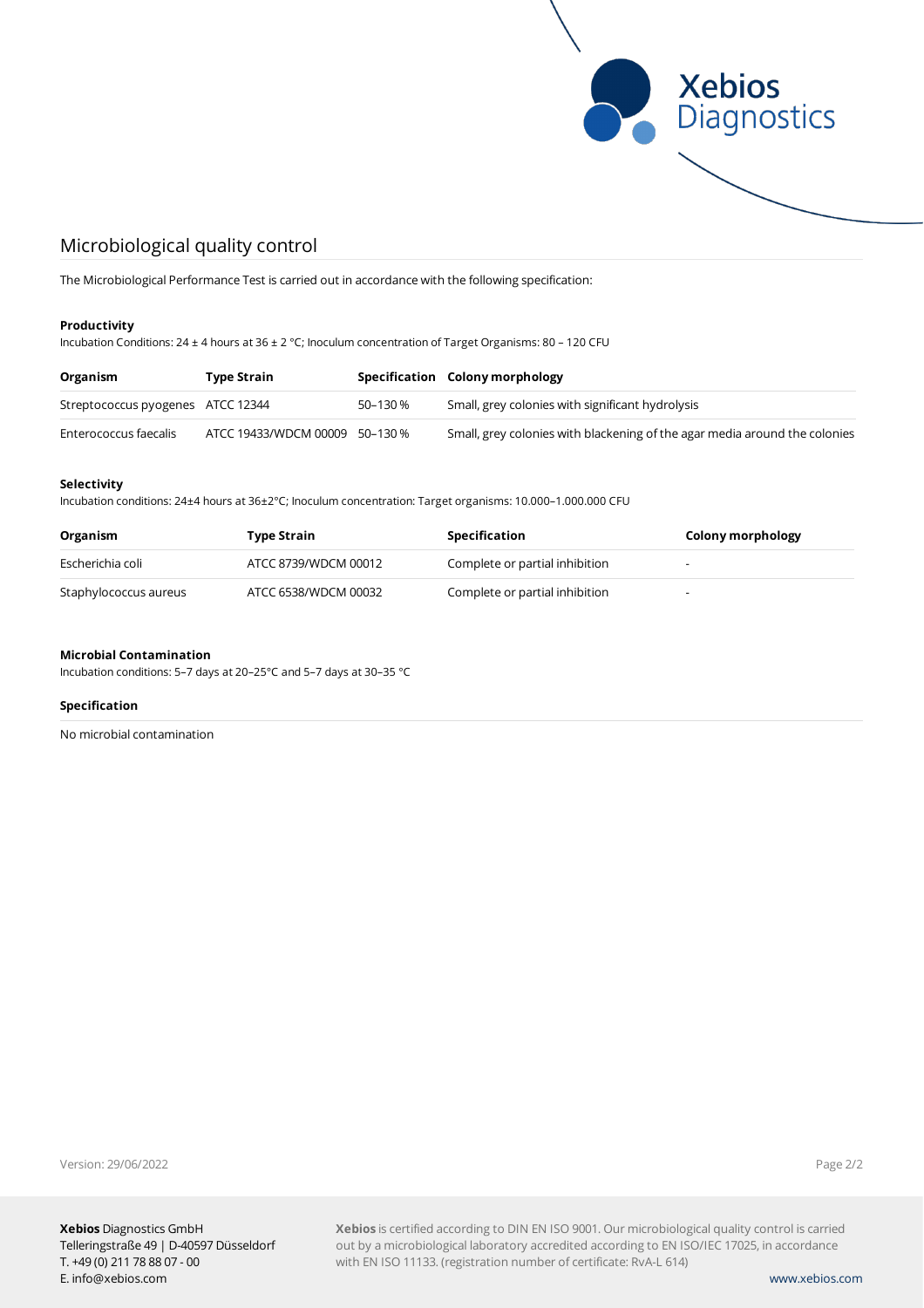## Microbiological quality control

The Microbiological Performance Test is carried out in accordance with the following specification:

### Productivity

Incubation Conditions: 24 ± 4 hours at 36 ± 2 °C; Inoculum concentration of Target Organisms: 80 – 120 CFU

| Organism | Type Strain | Specification | Colony morphology |
|---|---|---|---|
| Streptococcus pyogenes | ATCC 12344 | 50–130 % | Small, grey colonies with significant hydrolysis |
| Enterococcus faecalis | ATCC 19433/WDCM 00009 | 50–130 % | Small, grey colonies with blackening of the agar media around the colonies |

### Selectivity

Incubation conditions: 24±4 hours at 36±2°C; Inoculum concentration: Target organisms: 10.000–1.000.000 CFU

| Organism | Type Strain | Specification | Colony morphology |
|---|---|---|---|
| Escherichia coli | ATCC 8739/WDCM 00012 | Complete or partial inhibition | - |
| Staphylococcus aureus | ATCC 6538/WDCM 00032 | Complete or partial inhibition | - |

### Microbial Contamination

Incubation conditions: 5–7 days at 20–25°C and 5–7 days at 30–35 °C

### Specification

No microbial contamination

Version: 29/06/2022

**Xebios** Diagnostics GmbH
Telleringstraße 49 | D-40597 Düsseldorf
T. +49 (0) 211 78 88 07 - 00
E. info@xebios.com

**Xebios** is certified according to DIN EN ISO 9001. Our microbiological quality control is carried out by a microbiological laboratory accredited according to EN ISO/IEC 17025, in accordance with EN ISO 11133. (registration number of certificate: RvA-L 614)

www.xebios.com